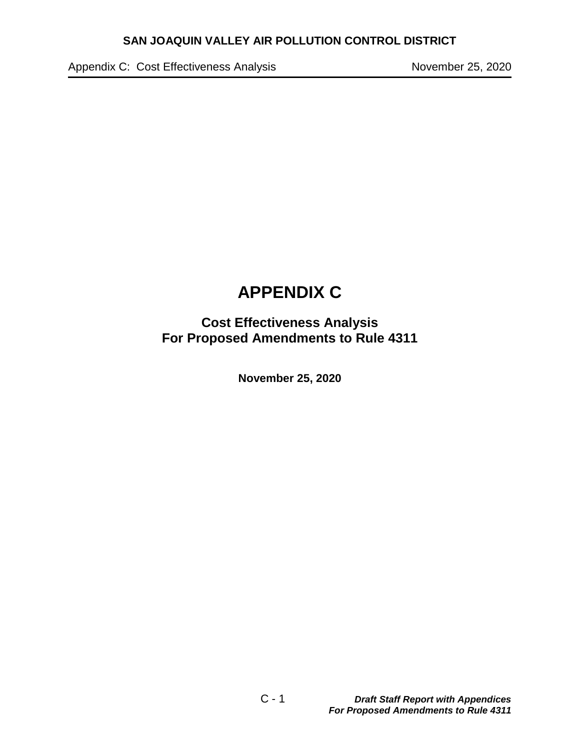# APPENDIX C

## Cost Effectiveness Analysis
## For Proposed Amendments to Rule 4311

**November 25, 2020**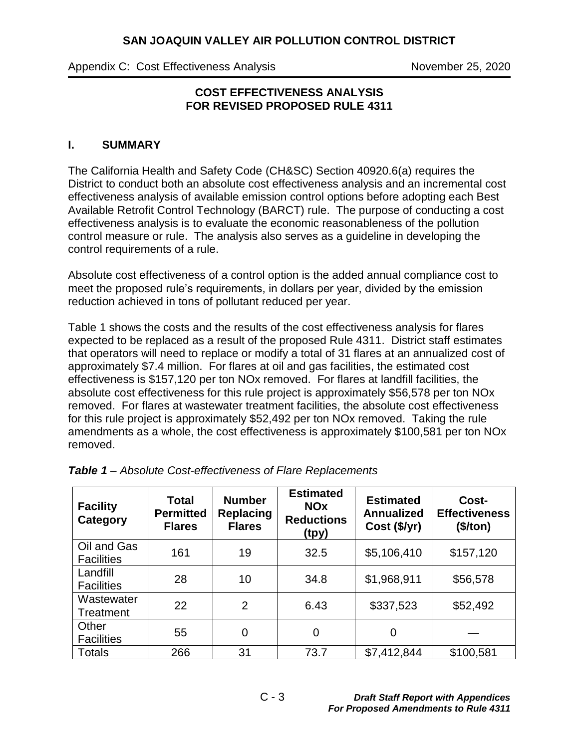# COST EFFECTIVENESS ANALYSIS FOR REVISED PROPOSED RULE 4311

## I. SUMMARY

The California Health and Safety Code (CH&SC) Section 40920.6(a) requires the District to conduct both an absolute cost effectiveness analysis and an incremental cost effectiveness analysis of available emission control options before adopting each Best Available Retrofit Control Technology (BARCT) rule. The purpose of conducting a cost effectiveness analysis is to evaluate the economic reasonableness of the pollution control measure or rule. The analysis also serves as a guideline in developing the control requirements of a rule.

Absolute cost effectiveness of a control option is the added annual compliance cost to meet the proposed rule's requirements, in dollars per year, divided by the emission reduction achieved in tons of pollutant reduced per year.

Table 1 shows the costs and the results of the cost effectiveness analysis for flares expected to be replaced as a result of the proposed Rule 4311. District staff estimates that operators will need to replace or modify a total of 31 flares at an annualized cost of approximately $7.4 million. For flares at oil and gas facilities, the estimated cost effectiveness is $157,120 per ton NOx removed. For flares at landfill facilities, the absolute cost effectiveness for this rule project is approximately $56,578 per ton NOx removed. For flares at wastewater treatment facilities, the absolute cost effectiveness for this rule project is approximately $52,492 per ton NOx removed. Taking the rule amendments as a whole, the cost effectiveness is approximately $100,581 per ton NOx removed.

***Table 1** – Absolute Cost-effectiveness of Flare Replacements*

| Facility Category | Total Permitted Flares | Number Replacing Flares | Estimated NOx Reductions (tpy) | Estimated Annualized Cost ($/yr) | Cost-Effectiveness ($/ton) |
|---|---|---|---|---|---|
| Oil and Gas Facilities | 161 | 19 | 32.5 | $5,106,410 | $157,120 |
| Landfill Facilities | 28 | 10 | 34.8 | $1,968,911 | $56,578 |
| Wastewater Treatment | 22 | 2 | 6.43 | $337,523 | $52,492 |
| Other Facilities | 55 | 0 | 0 | 0 | — |
| Totals | 266 | 31 | 73.7 | $7,412,844 | $100,581 |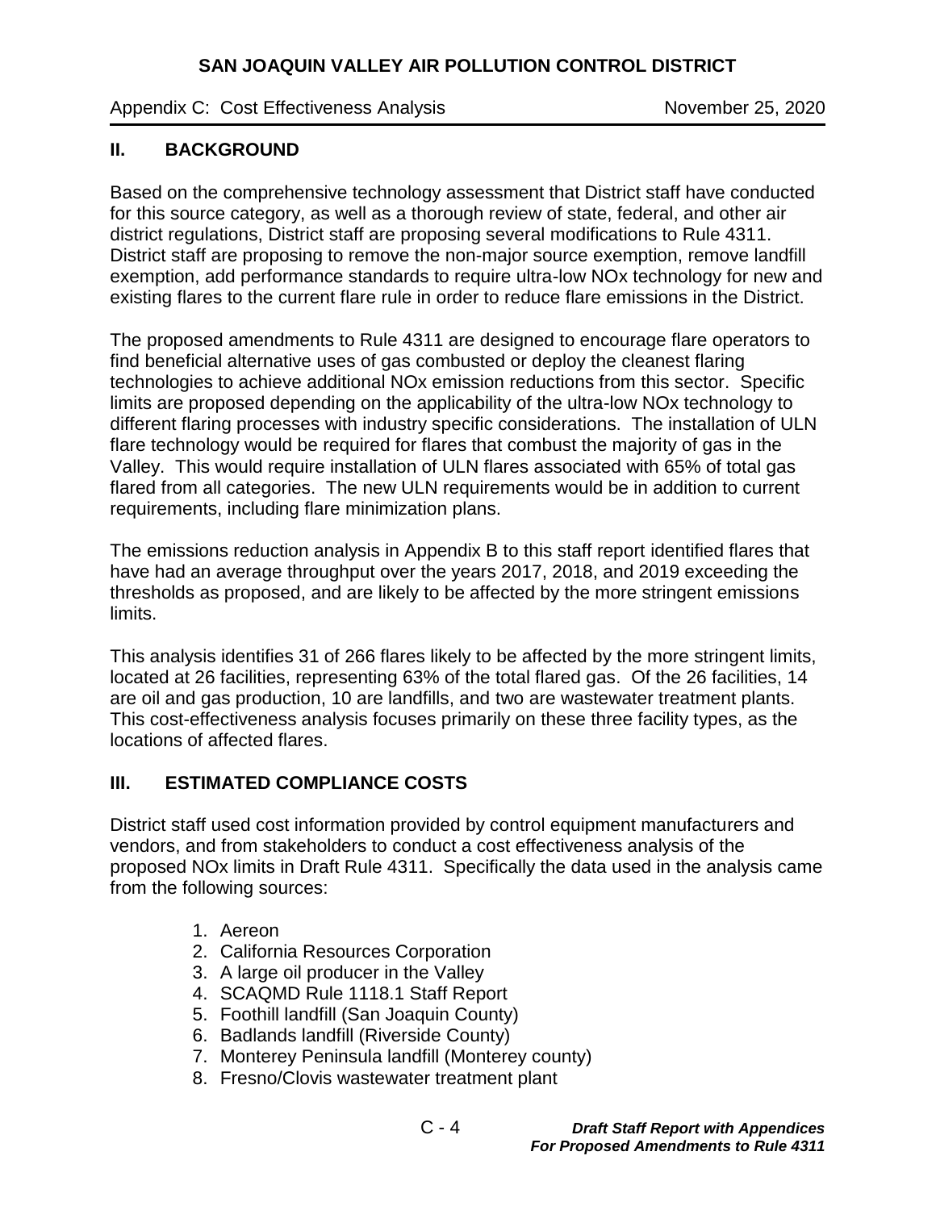## II. BACKGROUND

Based on the comprehensive technology assessment that District staff have conducted for this source category, as well as a thorough review of state, federal, and other air district regulations, District staff are proposing several modifications to Rule 4311. District staff are proposing to remove the non-major source exemption, remove landfill exemption, add performance standards to require ultra-low NOx technology for new and existing flares to the current flare rule in order to reduce flare emissions in the District.

The proposed amendments to Rule 4311 are designed to encourage flare operators to find beneficial alternative uses of gas combusted or deploy the cleanest flaring technologies to achieve additional NOx emission reductions from this sector. Specific limits are proposed depending on the applicability of the ultra-low NOx technology to different flaring processes with industry specific considerations. The installation of ULN flare technology would be required for flares that combust the majority of gas in the Valley. This would require installation of ULN flares associated with 65% of total gas flared from all categories. The new ULN requirements would be in addition to current requirements, including flare minimization plans.

The emissions reduction analysis in Appendix B to this staff report identified flares that have had an average throughput over the years 2017, 2018, and 2019 exceeding the thresholds as proposed, and are likely to be affected by the more stringent emissions limits.

This analysis identifies 31 of 266 flares likely to be affected by the more stringent limits, located at 26 facilities, representing 63% of the total flared gas. Of the 26 facilities, 14 are oil and gas production, 10 are landfills, and two are wastewater treatment plants. This cost-effectiveness analysis focuses primarily on these three facility types, as the locations of affected flares.

## III. ESTIMATED COMPLIANCE COSTS

District staff used cost information provided by control equipment manufacturers and vendors, and from stakeholders to conduct a cost effectiveness analysis of the proposed NOx limits in Draft Rule 4311. Specifically the data used in the analysis came from the following sources:

1. Aereon
2. California Resources Corporation
3. A large oil producer in the Valley
4. SCAQMD Rule 1118.1 Staff Report
5. Foothill landfill (San Joaquin County)
6. Badlands landfill (Riverside County)
7. Monterey Peninsula landfill (Monterey county)
8. Fresno/Clovis wastewater treatment plant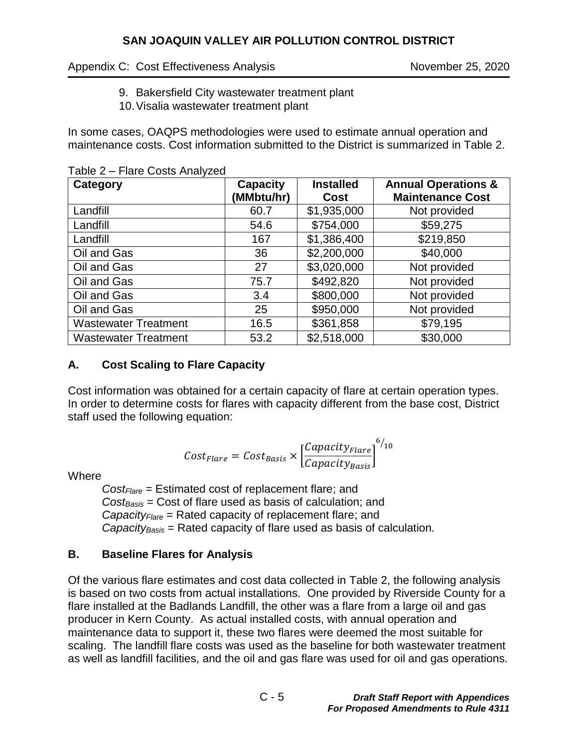9. Bakersfield City wastewater treatment plant
10. Visalia wastewater treatment plant

In some cases, OAQPS methodologies were used to estimate annual operation and maintenance costs. Cost information submitted to the District is summarized in Table 2.

Table 2 – Flare Costs Analyzed

| Category | Capacity (MMbtu/hr) | Installed Cost | Annual Operations & Maintenance Cost |
|---|---|---|---|
| Landfill | 60.7 | $1,935,000 | Not provided |
| Landfill | 54.6 | $754,000 | $59,275 |
| Landfill | 167 | $1,386,400 | $219,850 |
| Oil and Gas | 36 | $2,200,000 | $40,000 |
| Oil and Gas | 27 | $3,020,000 | Not provided |
| Oil and Gas | 75.7 | $492,820 | Not provided |
| Oil and Gas | 3.4 | $800,000 | Not provided |
| Oil and Gas | 25 | $950,000 | Not provided |
| Wastewater Treatment | 16.5 | $361,858 | $79,195 |
| Wastewater Treatment | 53.2 | $2,518,000 | $30,000 |

## A. Cost Scaling to Flare Capacity

Cost information was obtained for a certain capacity of flare at certain operation types. In order to determine costs for flares with capacity different from the base cost, District staff used the following equation:

$$Cost_{Flare} = Cost_{Basis} \times \left[\frac{Capacity_{Flare}}{Capacity_{Basis}}\right]^{6/10}$$

Where

$Cost_{Flare}$ = Estimated cost of replacement flare; and
$Cost_{Basis}$ = Cost of flare used as basis of calculation; and
$Capacity_{Flare}$ = Rated capacity of replacement flare; and
$Capacity_{Basis}$ = Rated capacity of flare used as basis of calculation.

## B. Baseline Flares for Analysis

Of the various flare estimates and cost data collected in Table 2, the following analysis is based on two costs from actual installations. One provided by Riverside County for a flare installed at the Badlands Landfill, the other was a flare from a large oil and gas producer in Kern County. As actual installed costs, with annual operation and maintenance data to support it, these two flares were deemed the most suitable for scaling. The landfill flare costs was used as the baseline for both wastewater treatment as well as landfill facilities, and the oil and gas flare was used for oil and gas operations.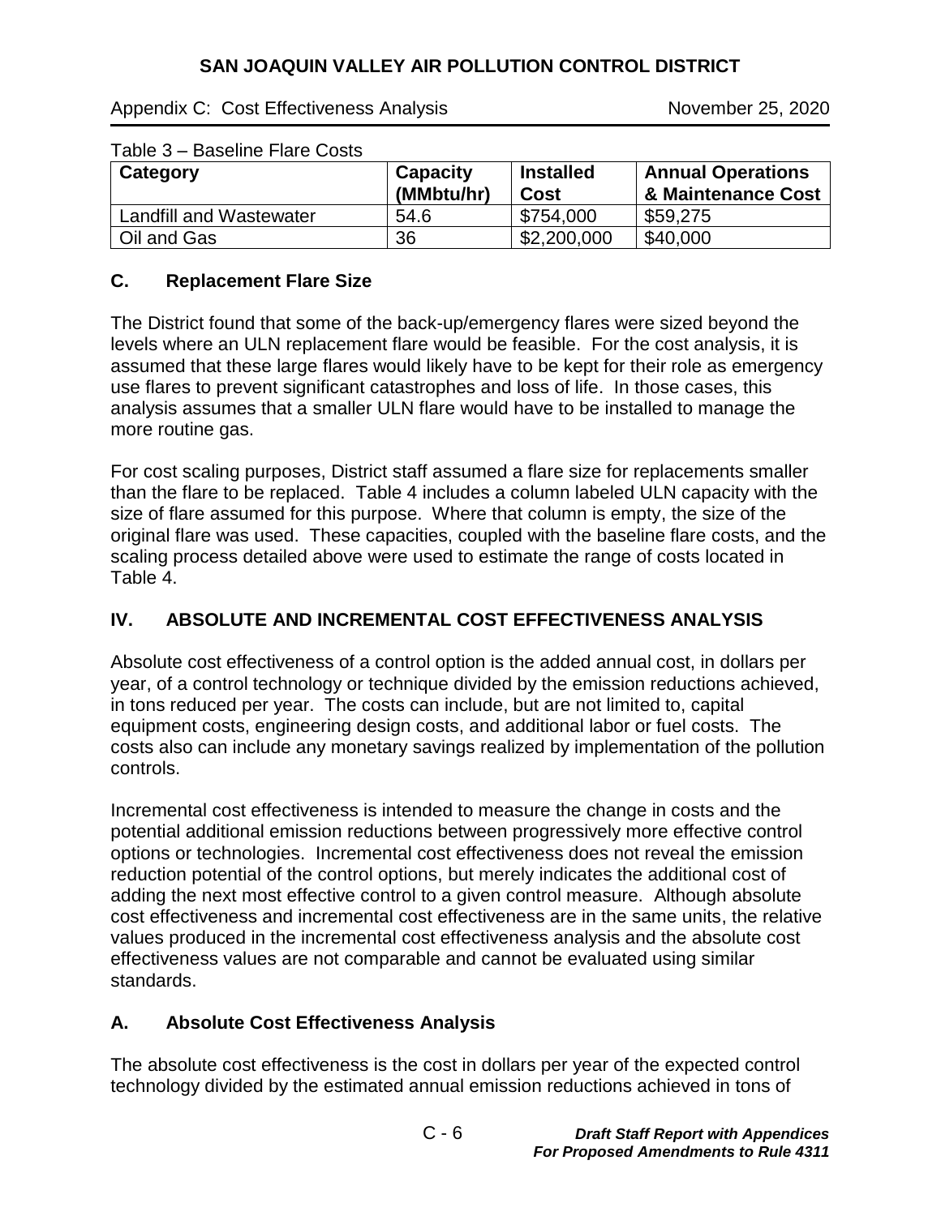Table 3 – Baseline Flare Costs

| Category | Capacity (MMbtu/hr) | Installed Cost | Annual Operations & Maintenance Cost |
| --- | --- | --- | --- |
| Landfill and Wastewater | 54.6 | $754,000 | $59,275 |
| Oil and Gas | 36 | $2,200,000 | $40,000 |

### C. Replacement Flare Size

The District found that some of the back-up/emergency flares were sized beyond the levels where an ULN replacement flare would be feasible. For the cost analysis, it is assumed that these large flares would likely have to be kept for their role as emergency use flares to prevent significant catastrophes and loss of life. In those cases, this analysis assumes that a smaller ULN flare would have to be installed to manage the more routine gas.

For cost scaling purposes, District staff assumed a flare size for replacements smaller than the flare to be replaced. Table 4 includes a column labeled ULN capacity with the size of flare assumed for this purpose. Where that column is empty, the size of the original flare was used. These capacities, coupled with the baseline flare costs, and the scaling process detailed above were used to estimate the range of costs located in Table 4.

## IV. ABSOLUTE AND INCREMENTAL COST EFFECTIVENESS ANALYSIS

Absolute cost effectiveness of a control option is the added annual cost, in dollars per year, of a control technology or technique divided by the emission reductions achieved, in tons reduced per year. The costs can include, but are not limited to, capital equipment costs, engineering design costs, and additional labor or fuel costs. The costs also can include any monetary savings realized by implementation of the pollution controls.

Incremental cost effectiveness is intended to measure the change in costs and the potential additional emission reductions between progressively more effective control options or technologies. Incremental cost effectiveness does not reveal the emission reduction potential of the control options, but merely indicates the additional cost of adding the next most effective control to a given control measure. Although absolute cost effectiveness and incremental cost effectiveness are in the same units, the relative values produced in the incremental cost effectiveness analysis and the absolute cost effectiveness values are not comparable and cannot be evaluated using similar standards.

### A. Absolute Cost Effectiveness Analysis

The absolute cost effectiveness is the cost in dollars per year of the expected control technology divided by the estimated annual emission reductions achieved in tons of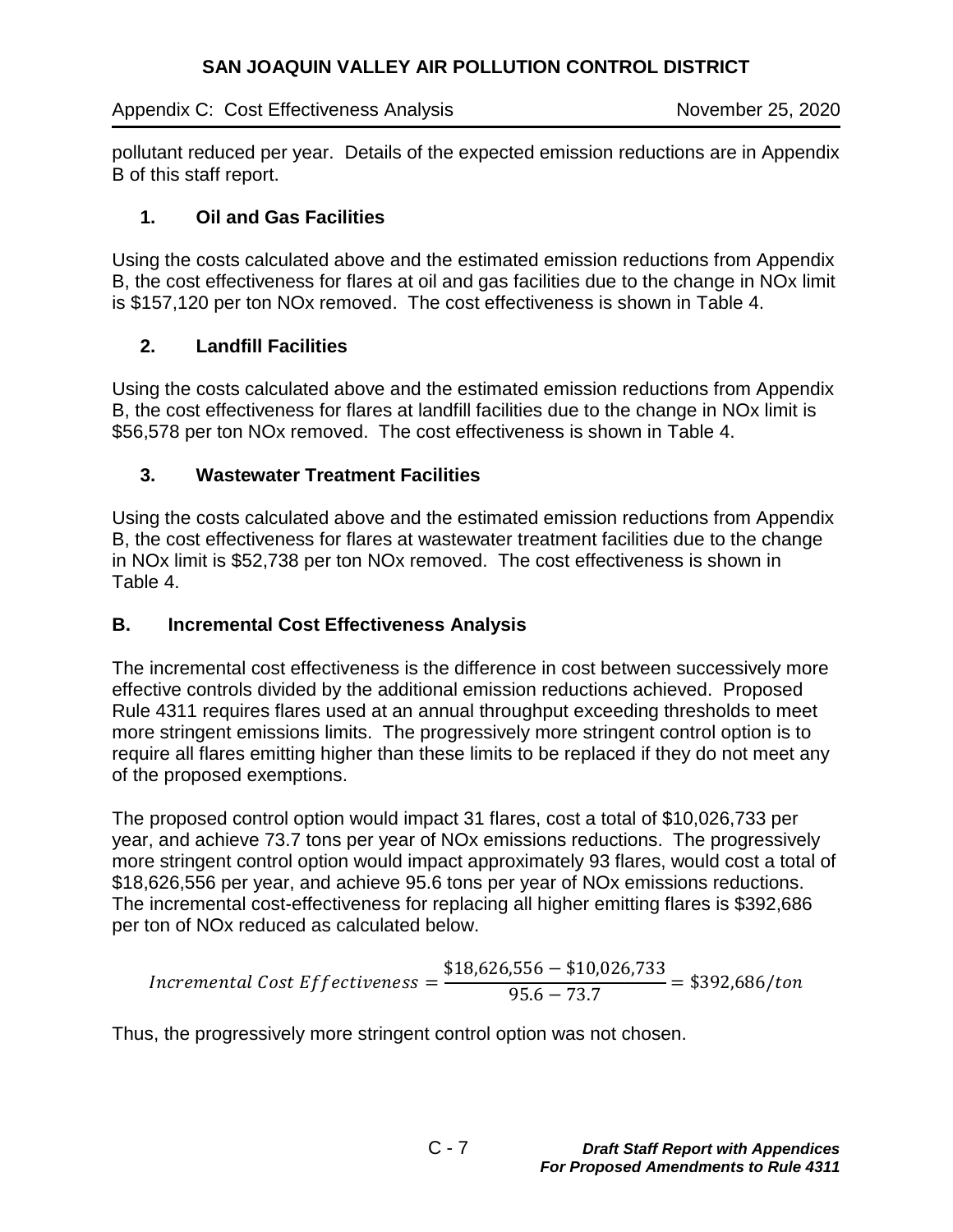pollutant reduced per year. Details of the expected emission reductions are in Appendix B of this staff report.

### 1. Oil and Gas Facilities

Using the costs calculated above and the estimated emission reductions from Appendix B, the cost effectiveness for flares at oil and gas facilities due to the change in NOx limit is \$157,120 per ton NOx removed. The cost effectiveness is shown in Table 4.

### 2. Landfill Facilities

Using the costs calculated above and the estimated emission reductions from Appendix B, the cost effectiveness for flares at landfill facilities due to the change in NOx limit is \$56,578 per ton NOx removed. The cost effectiveness is shown in Table 4.

### 3. Wastewater Treatment Facilities

Using the costs calculated above and the estimated emission reductions from Appendix B, the cost effectiveness for flares at wastewater treatment facilities due to the change in NOx limit is \$52,738 per ton NOx removed. The cost effectiveness is shown in Table 4.

## B. Incremental Cost Effectiveness Analysis

The incremental cost effectiveness is the difference in cost between successively more effective controls divided by the additional emission reductions achieved. Proposed Rule 4311 requires flares used at an annual throughput exceeding thresholds to meet more stringent emissions limits. The progressively more stringent control option is to require all flares emitting higher than these limits to be replaced if they do not meet any of the proposed exemptions.

The proposed control option would impact 31 flares, cost a total of \$10,026,733 per year, and achieve 73.7 tons per year of NOx emissions reductions. The progressively more stringent control option would impact approximately 93 flares, would cost a total of \$18,626,556 per year, and achieve 95.6 tons per year of NOx emissions reductions. The incremental cost-effectiveness for replacing all higher emitting flares is \$392,686 per ton of NOx reduced as calculated below.

$$Incremental\ Cost\ Effectiveness = \frac{\$18{,}626{,}556 - \$10{,}026{,}733}{95.6 - 73.7} = \$392{,}686/ton$$

Thus, the progressively more stringent control option was not chosen.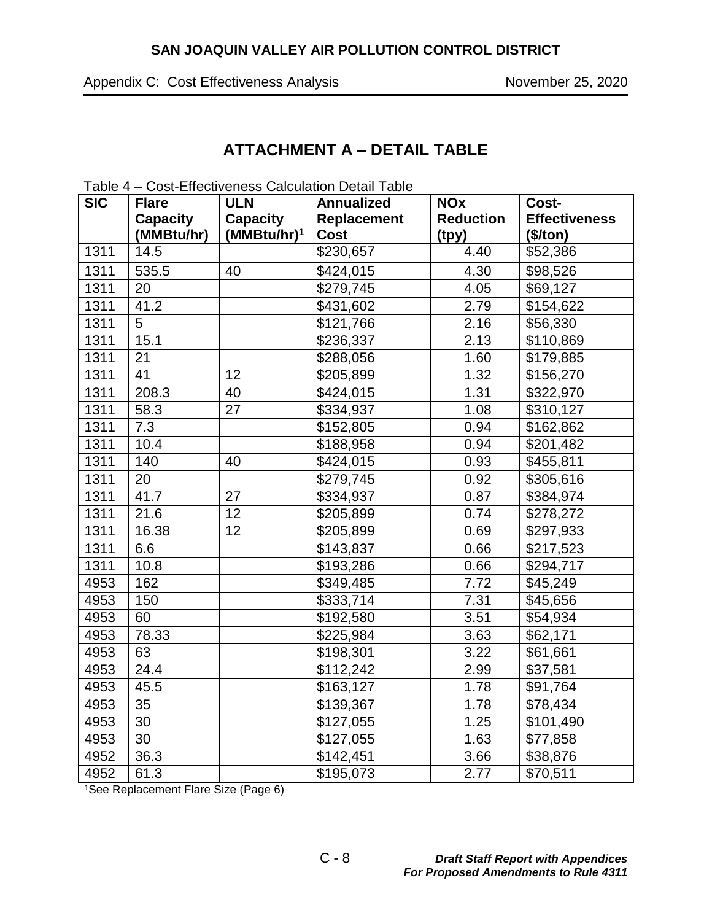# ATTACHMENT A – DETAIL TABLE

Table 4 – Cost-Effectiveness Calculation Detail Table

| SIC | Flare Capacity (MMBtu/hr) | ULN Capacity (MMBtu/hr)[1] | Annualized Replacement Cost | NOx Reduction (tpy) | Cost-Effectiveness ($/ton) |
|---|---|---|---|---|---|
| 1311 | 14.5 | | $230,657 | 4.40 | $52,386 |
| 1311 | 535.5 | 40 | $424,015 | 4.30 | $98,526 |
| 1311 | 20 | | $279,745 | 4.05 | $69,127 |
| 1311 | 41.2 | | $431,602 | 2.79 | $154,622 |
| 1311 | 5 | | $121,766 | 2.16 | $56,330 |
| 1311 | 15.1 | | $236,337 | 2.13 | $110,869 |
| 1311 | 21 | | $288,056 | 1.60 | $179,885 |
| 1311 | 41 | 12 | $205,899 | 1.32 | $156,270 |
| 1311 | 208.3 | 40 | $424,015 | 1.31 | $322,970 |
| 1311 | 58.3 | 27 | $334,937 | 1.08 | $310,127 |
| 1311 | 7.3 | | $152,805 | 0.94 | $162,862 |
| 1311 | 10.4 | | $188,958 | 0.94 | $201,482 |
| 1311 | 140 | 40 | $424,015 | 0.93 | $455,811 |
| 1311 | 20 | | $279,745 | 0.92 | $305,616 |
| 1311 | 41.7 | 27 | $334,937 | 0.87 | $384,974 |
| 1311 | 21.6 | 12 | $205,899 | 0.74 | $278,272 |
| 1311 | 16.38 | 12 | $205,899 | 0.69 | $297,933 |
| 1311 | 6.6 | | $143,837 | 0.66 | $217,523 |
| 1311 | 10.8 | | $193,286 | 0.66 | $294,717 |
| 4953 | 162 | | $349,485 | 7.72 | $45,249 |
| 4953 | 150 | | $333,714 | 7.31 | $45,656 |
| 4953 | 60 | | $192,580 | 3.51 | $54,934 |
| 4953 | 78.33 | | $225,984 | 3.63 | $62,171 |
| 4953 | 63 | | $198,301 | 3.22 | $61,661 |
| 4953 | 24.4 | | $112,242 | 2.99 | $37,581 |
| 4953 | 45.5 | | $163,127 | 1.78 | $91,764 |
| 4953 | 35 | | $139,367 | 1.78 | $78,434 |
| 4953 | 30 | | $127,055 | 1.25 | $101,490 |
| 4953 | 30 | | $127,055 | 1.63 | $77,858 |
| 4952 | 36.3 | | $142,451 | 3.66 | $38,876 |
| 4952 | 61.3 | | $195,073 | 2.77 | $70,511 |

[1]See Replacement Flare Size (Page 6)